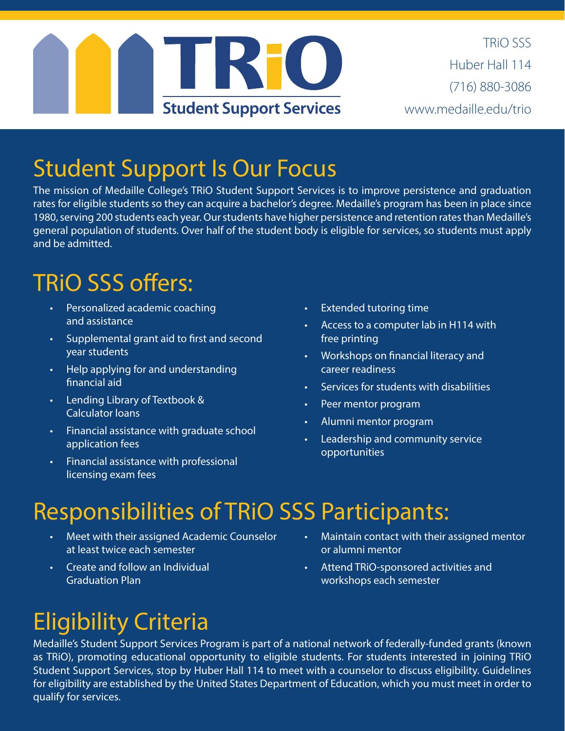# TRiO

**Student Support Services**

TRiO SSS
Huber Hall 114
(716) 880-3086
www.medaille.edu/trio

## Student Support Is Our Focus

The mission of Medaille College's TRiO Student Support Services is to improve persistence and graduation rates for eligible students so they can acquire a bachelor's degree. Medaille's program has been in place since 1980, serving 200 students each year. Our students have higher persistence and retention rates than Medaille's general population of students. Over half of the student body is eligible for services, so students must apply and be admitted.

## TRiO SSS offers:

- Personalized academic coaching and assistance
- Supplemental grant aid to first and second year students
- Help applying for and understanding financial aid
- Lending Library of Textbook & Calculator loans
- Financial assistance with graduate school application fees
- Financial assistance with professional licensing exam fees
- Extended tutoring time
- Access to a computer lab in H114 with free printing
- Workshops on financial literacy and career readiness
- Services for students with disabilities
- Peer mentor program
- Alumni mentor program
- Leadership and community service opportunities

## Responsibilities of TRiO SSS Participants:

- Meet with their assigned Academic Counselor at least twice each semester
- Create and follow an Individual Graduation Plan
- Maintain contact with their assigned mentor or alumni mentor
- Attend TRiO-sponsored activities and workshops each semester

## Eligibility Criteria

Medaille's Student Support Services Program is part of a national network of federally-funded grants (known as TRiO), promoting educational opportunity to eligible students. For students interested in joining TRiO Student Support Services, stop by Huber Hall 114 to meet with a counselor to discuss eligibility. Guidelines for eligibility are established by the United States Department of Education, which you must meet in order to qualify for services.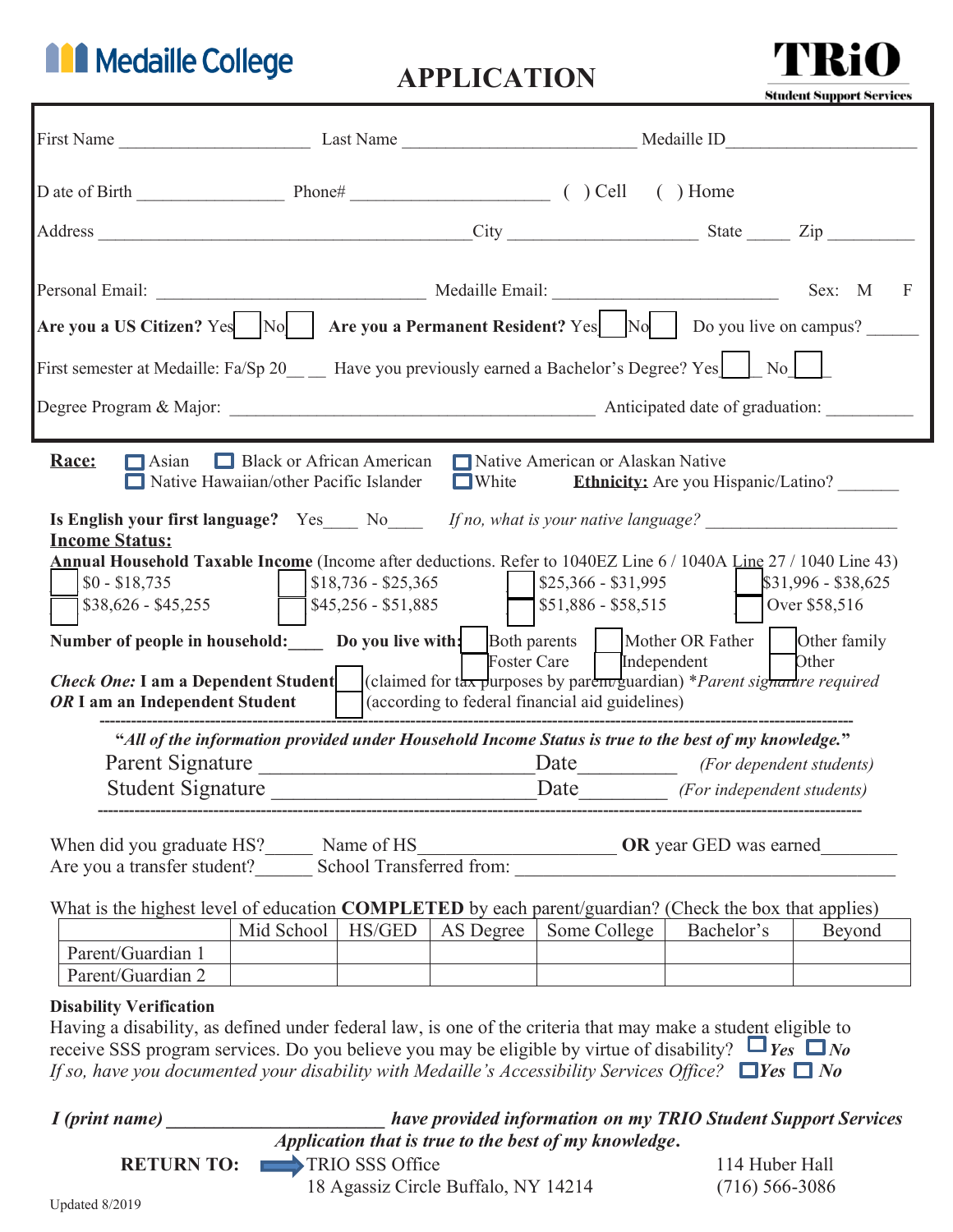Medaille College

# APPLICATION

**TRiO**
**Student Support Services**

First Name ____________________ Last Name ________________________ Medaille ID____________________

Date of Birth _______________ Phone# ____________________ ( ) Cell ( ) Home

Address ________________________________________City ____________________ State _____ Zip _________

Personal Email: ____________________________ Medaille Email: ______________________ Sex: M F

**Are you a US Citizen?** Yes ☐ No ☐ **Are you a Permanent Resident?** Yes ☐ No ☐ Do you live on campus? ______

First semester at Medaille: Fa/Sp 20__ __ Have you previously earned a Bachelor's Degree? Yes ☐ No ☐

Degree Program & Major: ________________________________________ Anticipated date of graduation: _________

**Race:** ☐ Asian ☐ Black or African American ☐ Native American or Alaskan Native ☐ Native Hawaiian/other Pacific Islander ☐ White **Ethnicity:** Are you Hispanic/Latino? _______

**Is English your first language?** Yes____ No____ *If no, what is your native language?* ______________________

**Income Status:**

**Annual Household Taxable Income** (Income after deductions. Refer to 1040EZ Line 6 / 1040A Line 27 / 1040 Line 43)

☐ $0 - $18,735 ☐ $18,736 - $25,365 ☐ $25,366 - $31,995 ☐ $31,996 - $38,625
☐ $38,626 - $45,255 ☐ $45,256 - $51,885 ☐ $51,886 - $58,515 ☐ Over $58,516

**Number of people in household:____ Do you live with:** ☐ Both parents ☐ Mother OR Father ☐ Other family ☐ Foster Care ☐ Independent ☐ Other

***Check One:*** **I am a Dependent Student** ☐ (claimed for tax purposes by parent/guardian) *\*Parent signature required*
***OR*** **I am an Independent Student** ☐ (according to federal financial aid guidelines)

---

***"All of the information provided under Household Income Status is true to the best of my knowledge."***

Parent Signature ________________________Date_________ *(For dependent students)*
Student Signature ________________________Date________ *(For independent students)*

---

When did you graduate HS?_____ Name of HS____________________ **OR** year GED was earned________
Are you a transfer student?______ School Transferred from: ______________________________________

What is the highest level of education **COMPLETED** by each parent/guardian? (Check the box that applies)

| | Mid School | HS/GED | AS Degree | Some College | Bachelor's | Beyond |
|---|---|---|---|---|---|---|
| Parent/Guardian 1 | | | | | | |
| Parent/Guardian 2 | | | | | | |

**Disability Verification**

Having a disability, as defined under federal law, is one of the criteria that may make a student eligible to receive SSS program services. Do you believe you may be eligible by virtue of disability? ☐ ***Yes*** ☐ ***No***
*If so, have you documented your disability with Medaille's Accessibility Services Office?* ☐***Yes*** ☐ ***No***

***I (print name) ______________________ have provided information on my TRIO Student Support Services Application that is true to the best of my knowledge.***

**RETURN TO:** TRIO SSS Office, 114 Huber Hall
18 Agassiz Circle Buffalo, NY 14214, (716) 566-3086

Updated 8/2019